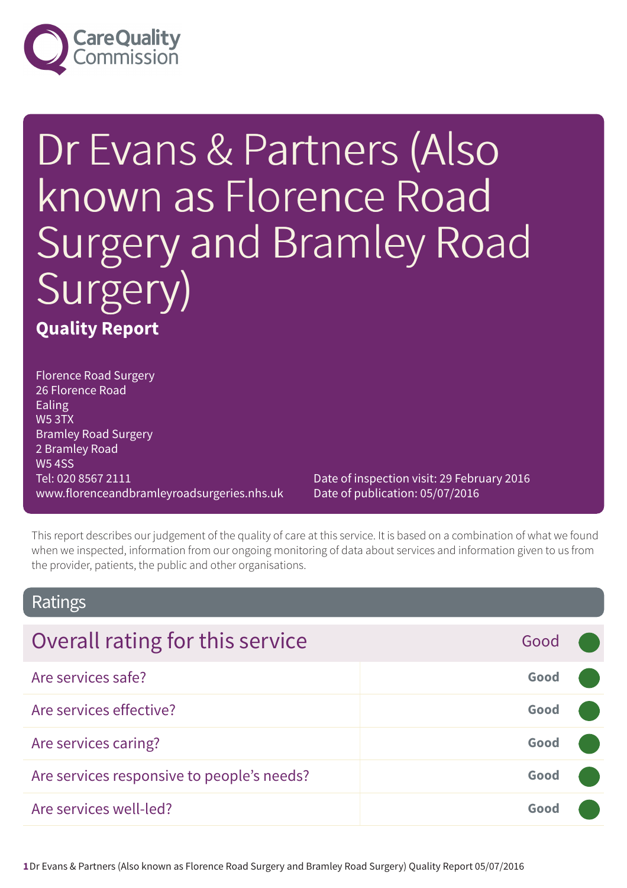Care Quality Commission

# Dr Evans & Partners (Also known as Florence Road Surgery and Bramley Road Surgery)

**Quality Report**

Florence Road Surgery
26 Florence Road
Ealing
W5 3TX
Bramley Road Surgery
2 Bramley Road
W5 4SS
Tel: 020 8567 2111
www.florenceandbramleyroadsurgeries.nhs.uk

Date of inspection visit: 29 February 2016
Date of publication: 05/07/2016

This report describes our judgement of the quality of care at this service. It is based on a combination of what we found when we inspected, information from our ongoing monitoring of data about services and information given to us from the provider, patients, the public and other organisations.

## Ratings

| Overall rating for this service | Good |
|---|---|
| Are services safe? | **Good** |
| Are services effective? | **Good** |
| Are services caring? | **Good** |
| Are services responsive to people's needs? | **Good** |
| Are services well-led? | **Good** |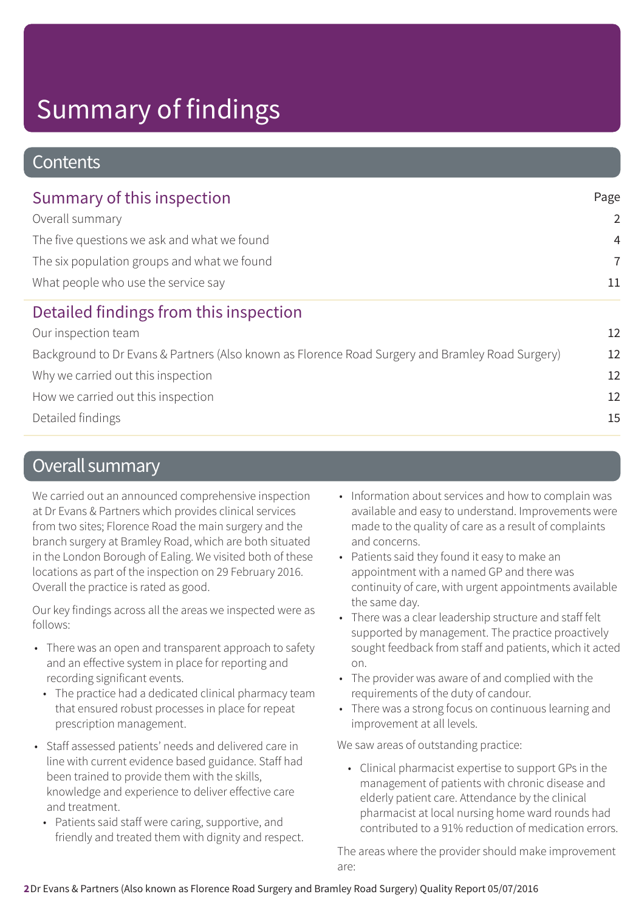# Summary of findings

## Contents

| Summary of this inspection | Page |
|---|---|
| Overall summary | 2 |
| The five questions we ask and what we found | 4 |
| The six population groups and what we found | 7 |
| What people who use the service say | 11 |
| **Detailed findings from this inspection** | |
| Our inspection team | 12 |
| Background to Dr Evans & Partners (Also known as Florence Road Surgery and Bramley Road Surgery) | 12 |
| Why we carried out this inspection | 12 |
| How we carried out this inspection | 12 |
| Detailed findings | 15 |

## Overall summary

We carried out an announced comprehensive inspection at Dr Evans & Partners which provides clinical services from two sites; Florence Road the main surgery and the branch surgery at Bramley Road, which are both situated in the London Borough of Ealing. We visited both of these locations as part of the inspection on 29 February 2016. Overall the practice is rated as good.

Our key findings across all the areas we inspected were as follows:

- There was an open and transparent approach to safety and an effective system in place for reporting and recording significant events.
  - The practice had a dedicated clinical pharmacy team that ensured robust processes in place for repeat prescription management.
- Staff assessed patients' needs and delivered care in line with current evidence based guidance. Staff had been trained to provide them with the skills, knowledge and experience to deliver effective care and treatment.
  - Patients said staff were caring, supportive, and friendly and treated them with dignity and respect.
- Information about services and how to complain was available and easy to understand. Improvements were made to the quality of care as a result of complaints and concerns.
- Patients said they found it easy to make an appointment with a named GP and there was continuity of care, with urgent appointments available the same day.
- There was a clear leadership structure and staff felt supported by management. The practice proactively sought feedback from staff and patients, which it acted on.
- The provider was aware of and complied with the requirements of the duty of candour.
- There was a strong focus on continuous learning and improvement at all levels.

We saw areas of outstanding practice:

- Clinical pharmacist expertise to support GPs in the management of patients with chronic disease and elderly patient care. Attendance by the clinical pharmacist at local nursing home ward rounds had contributed to a 91% reduction of medication errors.

The areas where the provider should make improvement are: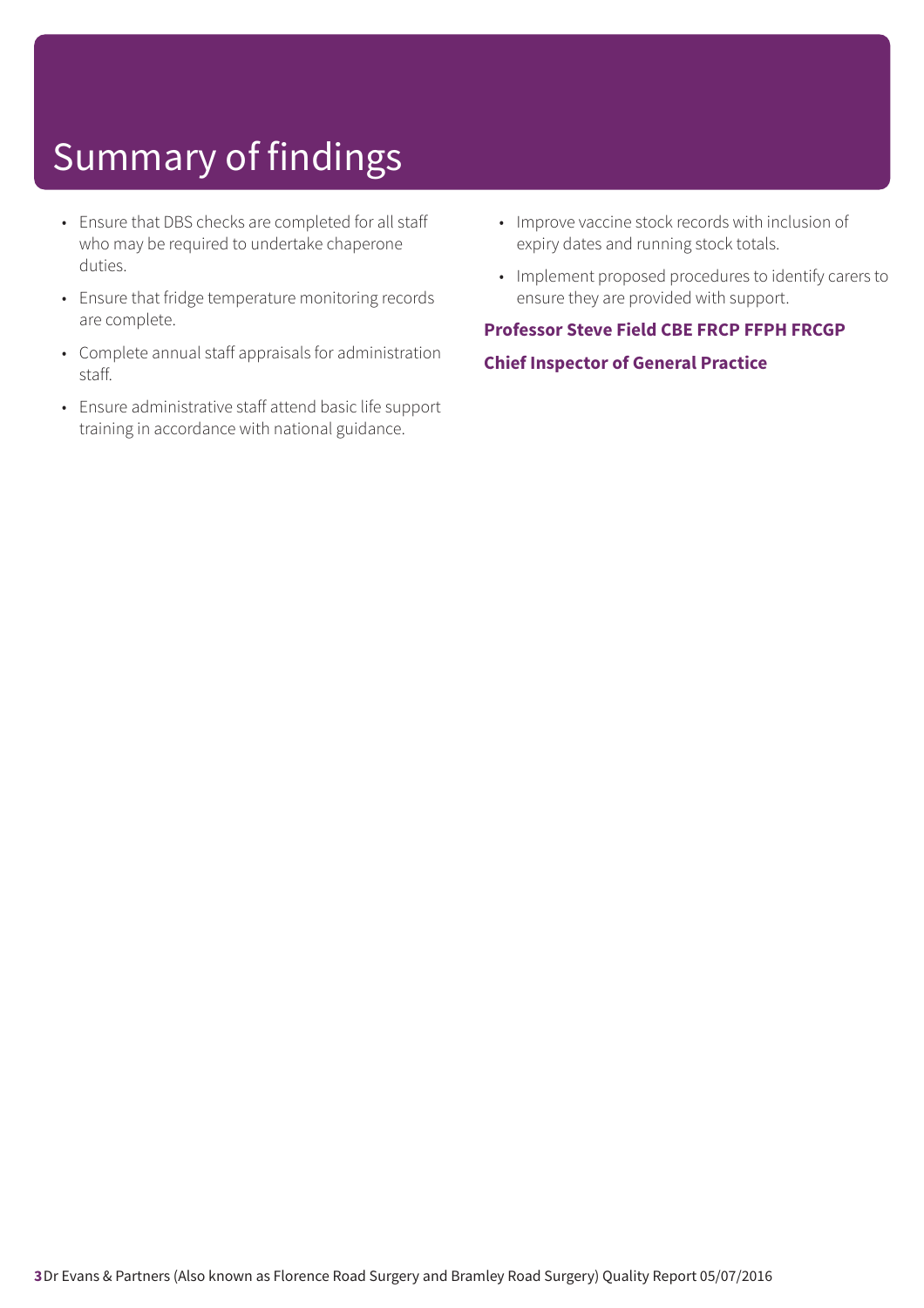# Summary of findings

- Ensure that DBS checks are completed for all staff who may be required to undertake chaperone duties.
- Ensure that fridge temperature monitoring records are complete.
- Complete annual staff appraisals for administration staff.
- Ensure administrative staff attend basic life support training in accordance with national guidance.
- Improve vaccine stock records with inclusion of expiry dates and running stock totals.
- Implement proposed procedures to identify carers to ensure they are provided with support.

**Professor Steve Field CBE FRCP FFPH FRCGP**

**Chief Inspector of General Practice**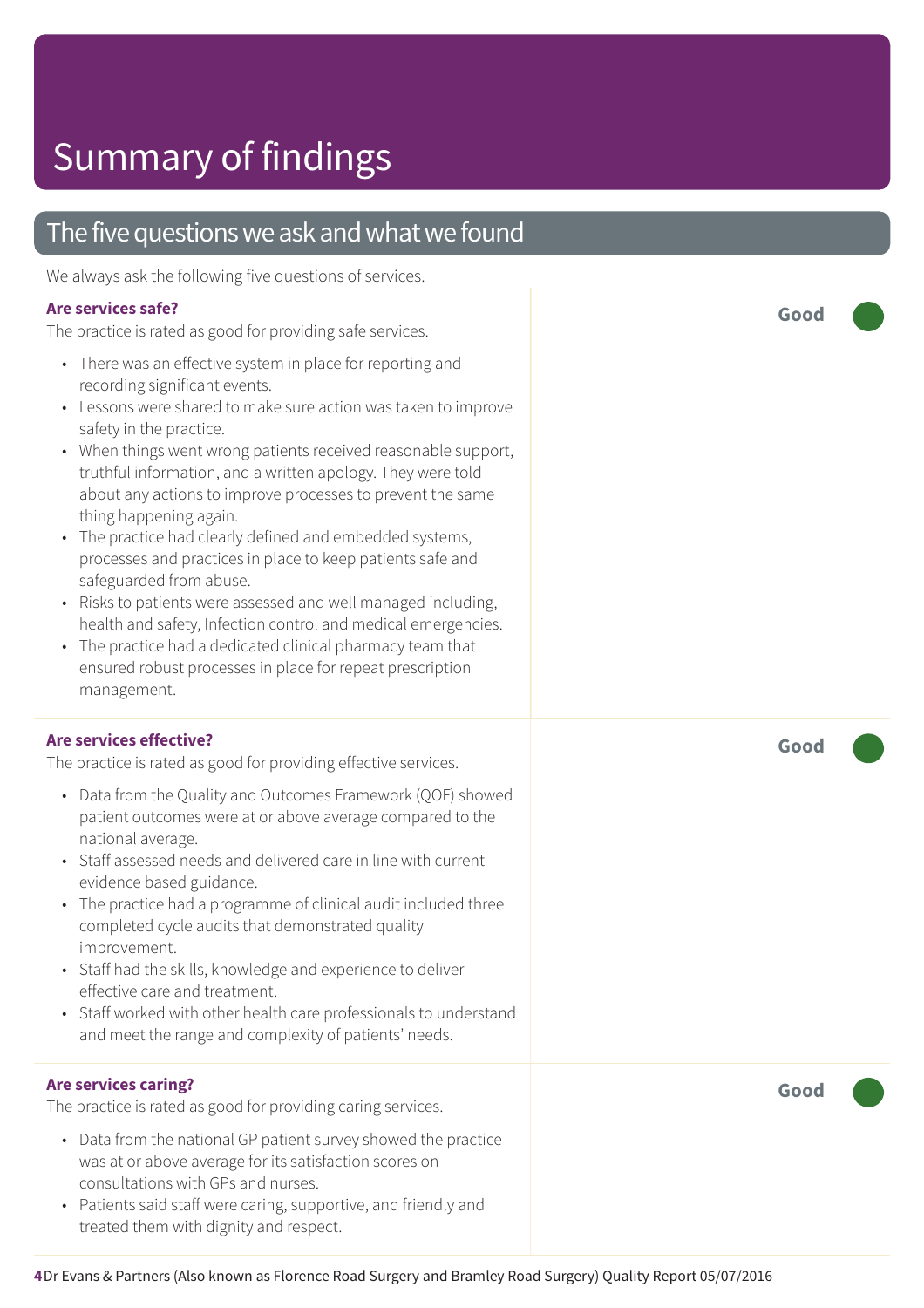# Summary of findings

## The five questions we ask and what we found

We always ask the following five questions of services.

### Are services safe?

**Good**

The practice is rated as good for providing safe services.

- There was an effective system in place for reporting and recording significant events.
- Lessons were shared to make sure action was taken to improve safety in the practice.
- When things went wrong patients received reasonable support, truthful information, and a written apology. They were told about any actions to improve processes to prevent the same thing happening again.
- The practice had clearly defined and embedded systems, processes and practices in place to keep patients safe and safeguarded from abuse.
- Risks to patients were assessed and well managed including, health and safety, Infection control and medical emergencies.
- The practice had a dedicated clinical pharmacy team that ensured robust processes in place for repeat prescription management.

### Are services effective?

**Good**

The practice is rated as good for providing effective services.

- Data from the Quality and Outcomes Framework (QOF) showed patient outcomes were at or above average compared to the national average.
- Staff assessed needs and delivered care in line with current evidence based guidance.
- The practice had a programme of clinical audit included three completed cycle audits that demonstrated quality improvement.
- Staff had the skills, knowledge and experience to deliver effective care and treatment.
- Staff worked with other health care professionals to understand and meet the range and complexity of patients' needs.

### Are services caring?

**Good**

The practice is rated as good for providing caring services.

- Data from the national GP patient survey showed the practice was at or above average for its satisfaction scores on consultations with GPs and nurses.
- Patients said staff were caring, supportive, and friendly and treated them with dignity and respect.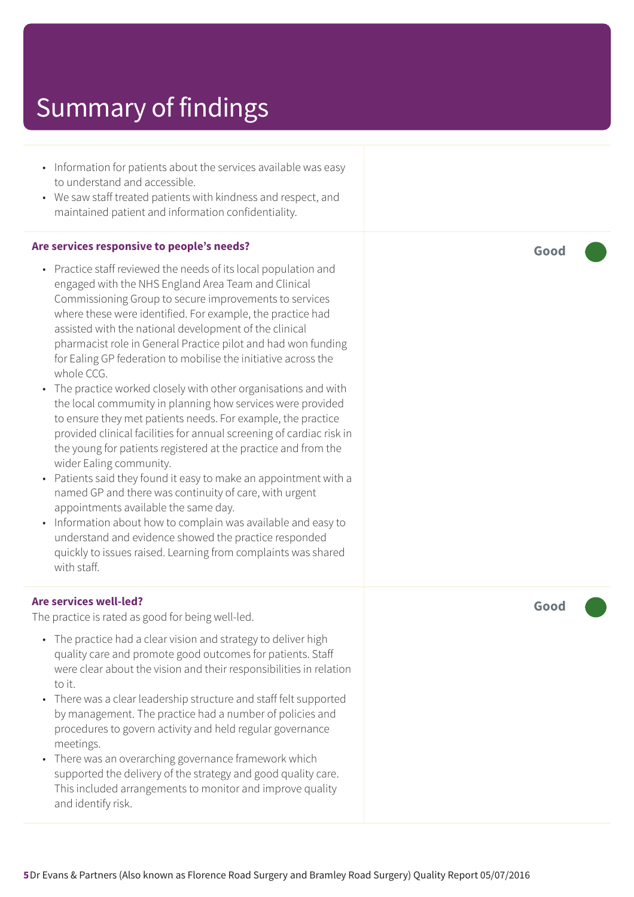# Summary of findings

- Information for patients about the services available was easy to understand and accessible.
- We saw staff treated patients with kindness and respect, and maintained patient and information confidentiality.

**Are services responsive to people's needs?**

**Good**

- Practice staff reviewed the needs of its local population and engaged with the NHS England Area Team and Clinical Commissioning Group to secure improvements to services where these were identified. For example, the practice had assisted with the national development of the clinical pharmacist role in General Practice pilot and had won funding for Ealing GP federation to mobilise the initiative across the whole CCG.
- The practice worked closely with other organisations and with the local community in planning how services were provided to ensure they met patients needs. For example, the practice provided clinical facilities for annual screening of cardiac risk in the young for patients registered at the practice and from the wider Ealing community.
- Patients said they found it easy to make an appointment with a named GP and there was continuity of care, with urgent appointments available the same day.
- Information about how to complain was available and easy to understand and evidence showed the practice responded quickly to issues raised. Learning from complaints was shared with staff.

**Are services well-led?**

**Good**

The practice is rated as good for being well-led.

- The practice had a clear vision and strategy to deliver high quality care and promote good outcomes for patients. Staff were clear about the vision and their responsibilities in relation to it.
- There was a clear leadership structure and staff felt supported by management. The practice had a number of policies and procedures to govern activity and held regular governance meetings.
- There was an overarching governance framework which supported the delivery of the strategy and good quality care. This included arrangements to monitor and improve quality and identify risk.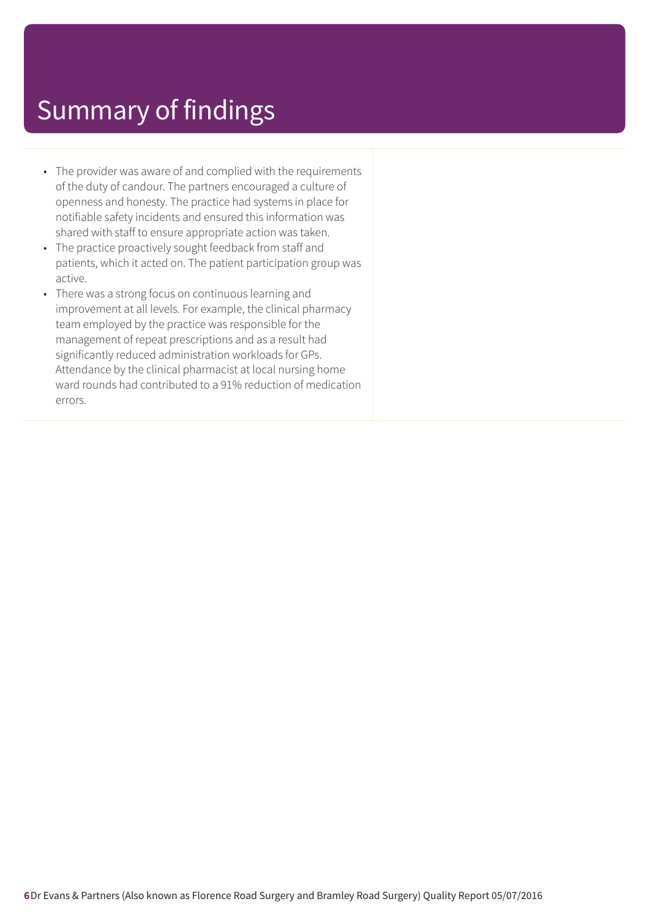# Summary of findings

- The provider was aware of and complied with the requirements of the duty of candour. The partners encouraged a culture of openness and honesty. The practice had systems in place for notifiable safety incidents and ensured this information was shared with staff to ensure appropriate action was taken.
- The practice proactively sought feedback from staff and patients, which it acted on. The patient participation group was active.
- There was a strong focus on continuous learning and improvement at all levels. For example, the clinical pharmacy team employed by the practice was responsible for the management of repeat prescriptions and as a result had significantly reduced administration workloads for GPs. Attendance by the clinical pharmacist at local nursing home ward rounds had contributed to a 91% reduction of medication errors.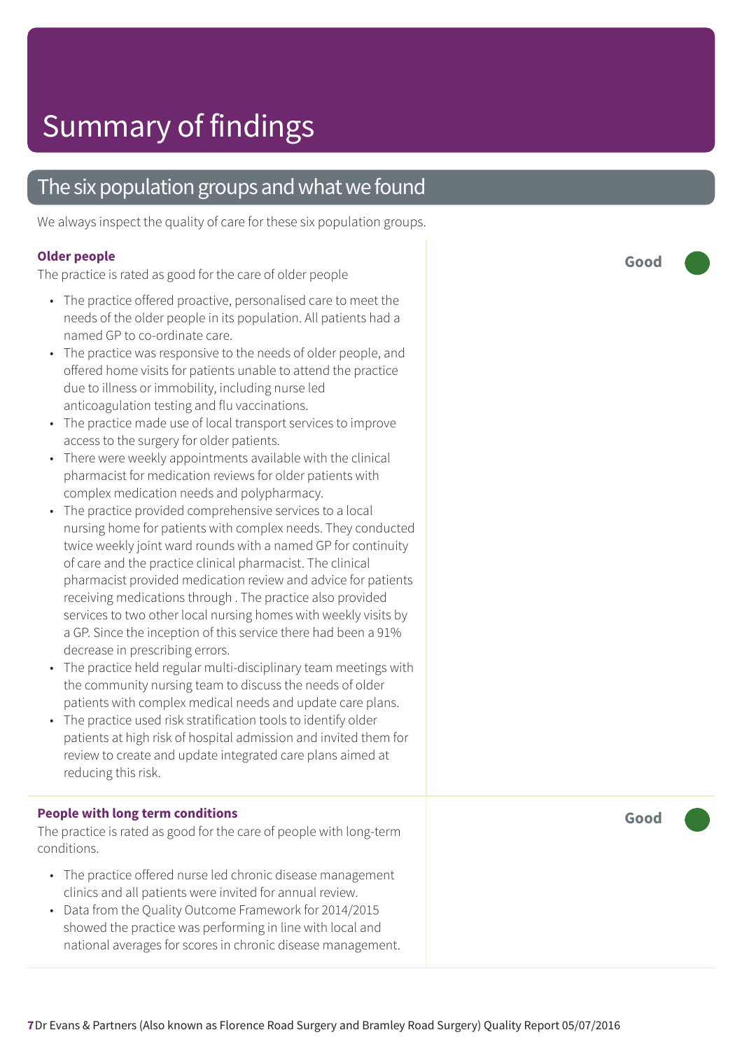# Summary of findings

## The six population groups and what we found

We always inspect the quality of care for these six population groups.

### Older people

**Good**

The practice is rated as good for the care of older people

- The practice offered proactive, personalised care to meet the needs of the older people in its population. All patients had a named GP to co-ordinate care.
- The practice was responsive to the needs of older people, and offered home visits for patients unable to attend the practice due to illness or immobility, including nurse led anticoagulation testing and flu vaccinations.
- The practice made use of local transport services to improve access to the surgery for older patients.
- There were weekly appointments available with the clinical pharmacist for medication reviews for older patients with complex medication needs and polypharmacy.
- The practice provided comprehensive services to a local nursing home for patients with complex needs. They conducted twice weekly joint ward rounds with a named GP for continuity of care and the practice clinical pharmacist. The clinical pharmacist provided medication review and advice for patients receiving medications through . The practice also provided services to two other local nursing homes with weekly visits by a GP. Since the inception of this service there had been a 91% decrease in prescribing errors.
- The practice held regular multi-disciplinary team meetings with the community nursing team to discuss the needs of older patients with complex medical needs and update care plans.
- The practice used risk stratification tools to identify older patients at high risk of hospital admission and invited them for review to create and update integrated care plans aimed at reducing this risk.

### People with long term conditions

**Good**

The practice is rated as good for the care of people with long-term conditions.

- The practice offered nurse led chronic disease management clinics and all patients were invited for annual review.
- Data from the Quality Outcome Framework for 2014/2015 showed the practice was performing in line with local and national averages for scores in chronic disease management.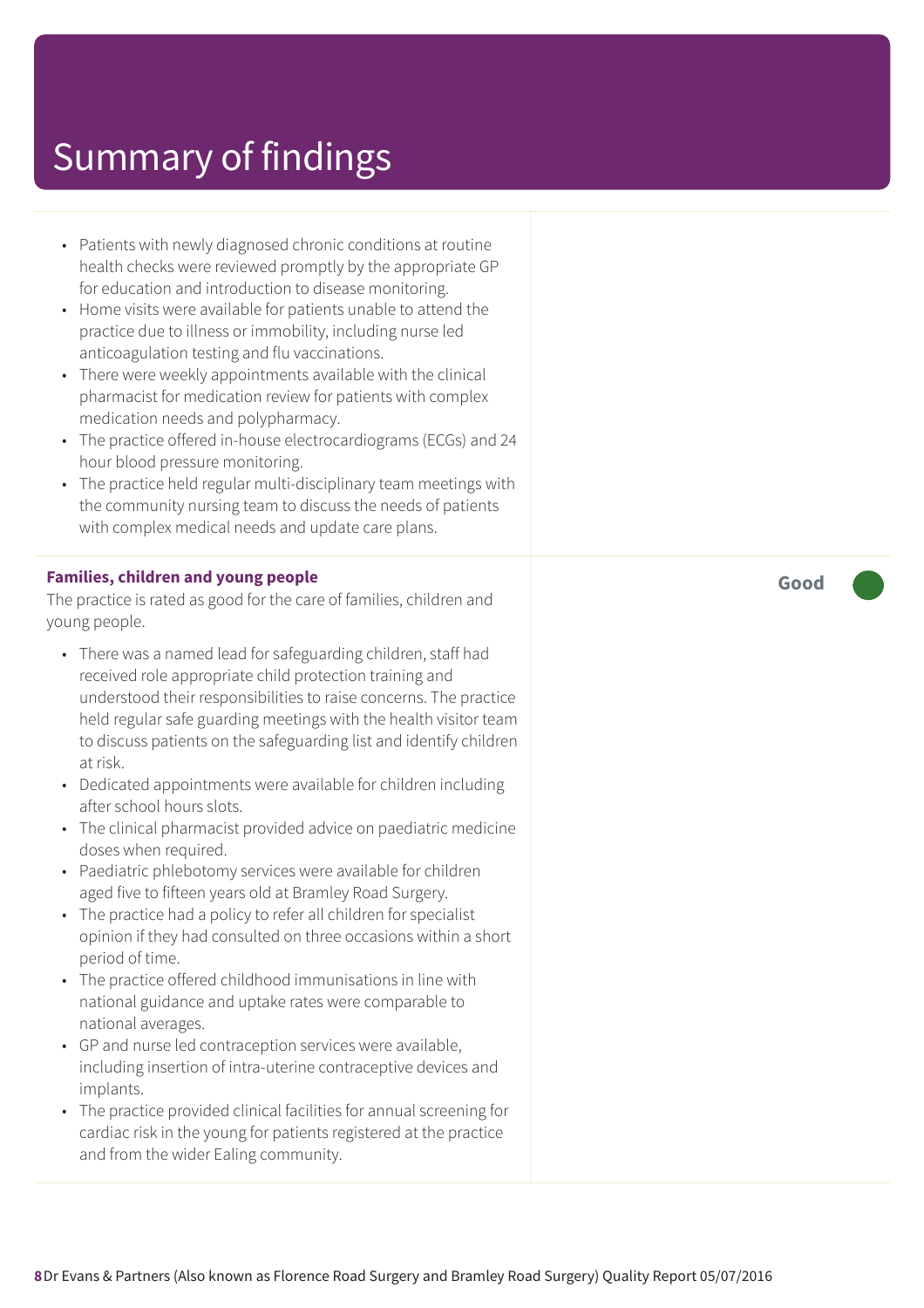# Summary of findings

- Patients with newly diagnosed chronic conditions at routine health checks were reviewed promptly by the appropriate GP for education and introduction to disease monitoring.
- Home visits were available for patients unable to attend the practice due to illness or immobility, including nurse led anticoagulation testing and flu vaccinations.
- There were weekly appointments available with the clinical pharmacist for medication review for patients with complex medication needs and polypharmacy.
- The practice offered in-house electrocardiograms (ECGs) and 24 hour blood pressure monitoring.
- The practice held regular multi-disciplinary team meetings with the community nursing team to discuss the needs of patients with complex medical needs and update care plans.

**Families, children and young people** — **Good**

The practice is rated as good for the care of families, children and young people.

- There was a named lead for safeguarding children, staff had received role appropriate child protection training and understood their responsibilities to raise concerns. The practice held regular safe guarding meetings with the health visitor team to discuss patients on the safeguarding list and identify children at risk.
- Dedicated appointments were available for children including after school hours slots.
- The clinical pharmacist provided advice on paediatric medicine doses when required.
- Paediatric phlebotomy services were available for children aged five to fifteen years old at Bramley Road Surgery.
- The practice had a policy to refer all children for specialist opinion if they had consulted on three occasions within a short period of time.
- The practice offered childhood immunisations in line with national guidance and uptake rates were comparable to national averages.
- GP and nurse led contraception services were available, including insertion of intra-uterine contraceptive devices and implants.
- The practice provided clinical facilities for annual screening for cardiac risk in the young for patients registered at the practice and from the wider Ealing community.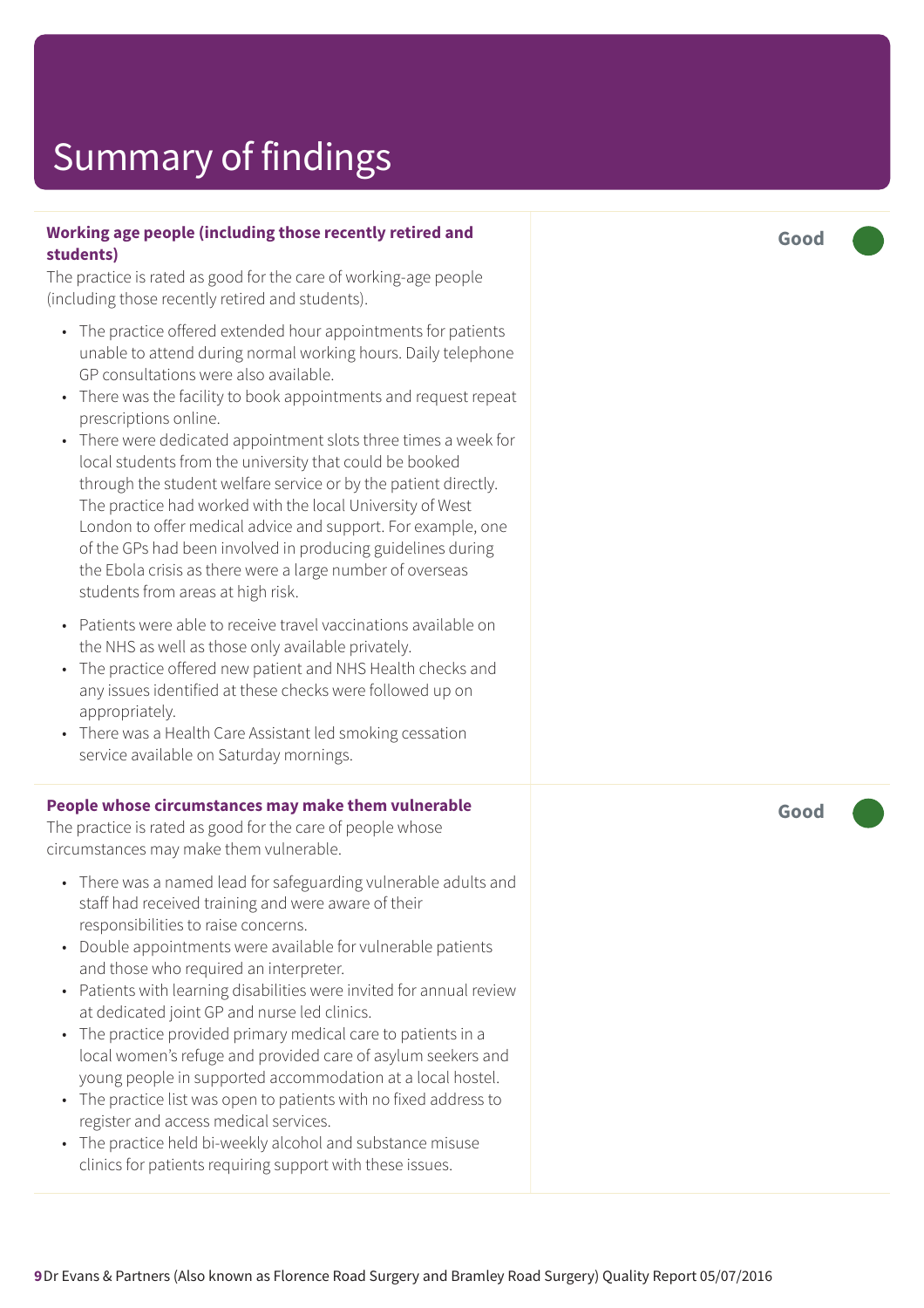# Summary of findings

### Working age people (including those recently retired and students)

**Good**

The practice is rated as good for the care of working-age people (including those recently retired and students).

- The practice offered extended hour appointments for patients unable to attend during normal working hours. Daily telephone GP consultations were also available.
- There was the facility to book appointments and request repeat prescriptions online.
- There were dedicated appointment slots three times a week for local students from the university that could be booked through the student welfare service or by the patient directly. The practice had worked with the local University of West London to offer medical advice and support. For example, one of the GPs had been involved in producing guidelines during the Ebola crisis as there were a large number of overseas students from areas at high risk.
- Patients were able to receive travel vaccinations available on the NHS as well as those only available privately.
- The practice offered new patient and NHS Health checks and any issues identified at these checks were followed up on appropriately.
- There was a Health Care Assistant led smoking cessation service available on Saturday mornings.

### People whose circumstances may make them vulnerable

**Good**

The practice is rated as good for the care of people whose circumstances may make them vulnerable.

- There was a named lead for safeguarding vulnerable adults and staff had received training and were aware of their responsibilities to raise concerns.
- Double appointments were available for vulnerable patients and those who required an interpreter.
- Patients with learning disabilities were invited for annual review at dedicated joint GP and nurse led clinics.
- The practice provided primary medical care to patients in a local women's refuge and provided care of asylum seekers and young people in supported accommodation at a local hostel.
- The practice list was open to patients with no fixed address to register and access medical services.
- The practice held bi-weekly alcohol and substance misuse clinics for patients requiring support with these issues.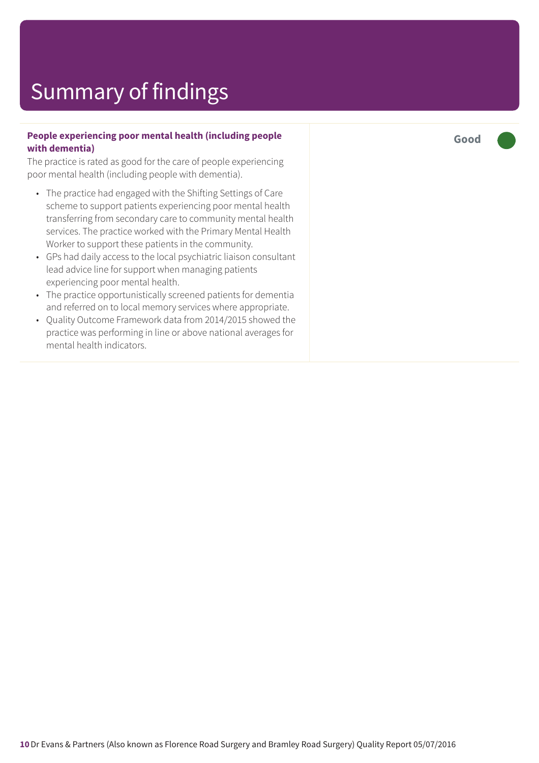# Summary of findings

**People experiencing poor mental health (including people with dementia)**

**Good**

The practice is rated as good for the care of people experiencing poor mental health (including people with dementia).

- The practice had engaged with the Shifting Settings of Care scheme to support patients experiencing poor mental health transferring from secondary care to community mental health services. The practice worked with the Primary Mental Health Worker to support these patients in the community.
- GPs had daily access to the local psychiatric liaison consultant lead advice line for support when managing patients experiencing poor mental health.
- The practice opportunistically screened patients for dementia and referred on to local memory services where appropriate.
- Quality Outcome Framework data from 2014/2015 showed the practice was performing in line or above national averages for mental health indicators.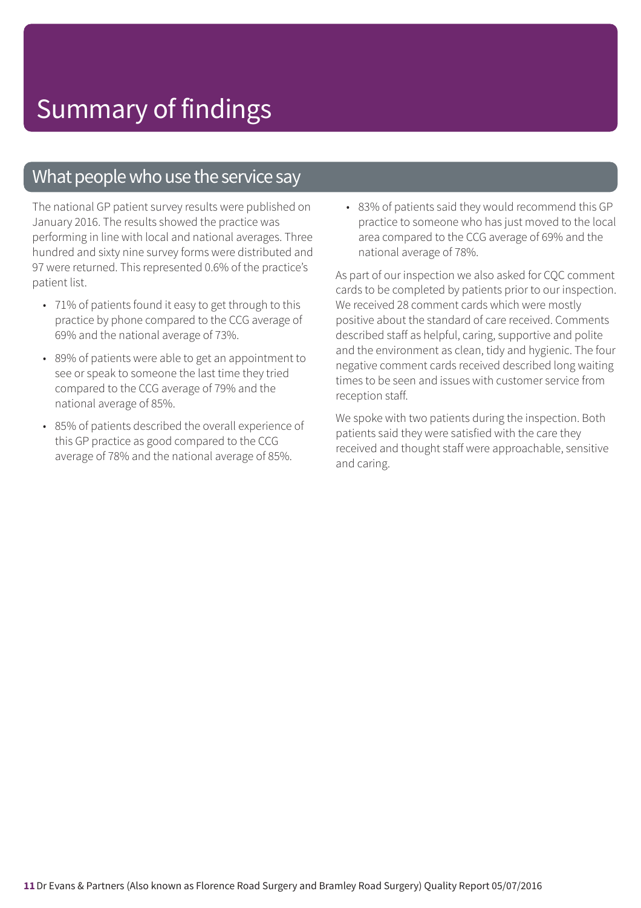# Summary of findings

## What people who use the service say

The national GP patient survey results were published on January 2016. The results showed the practice was performing in line with local and national averages. Three hundred and sixty nine survey forms were distributed and 97 were returned. This represented 0.6% of the practice's patient list.

- 71% of patients found it easy to get through to this practice by phone compared to the CCG average of 69% and the national average of 73%.
- 89% of patients were able to get an appointment to see or speak to someone the last time they tried compared to the CCG average of 79% and the national average of 85%.
- 85% of patients described the overall experience of this GP practice as good compared to the CCG average of 78% and the national average of 85%.
- 83% of patients said they would recommend this GP practice to someone who has just moved to the local area compared to the CCG average of 69% and the national average of 78%.

As part of our inspection we also asked for CQC comment cards to be completed by patients prior to our inspection. We received 28 comment cards which were mostly positive about the standard of care received. Comments described staff as helpful, caring, supportive and polite and the environment as clean, tidy and hygienic. The four negative comment cards received described long waiting times to be seen and issues with customer service from reception staff.

We spoke with two patients during the inspection. Both patients said they were satisfied with the care they received and thought staff were approachable, sensitive and caring.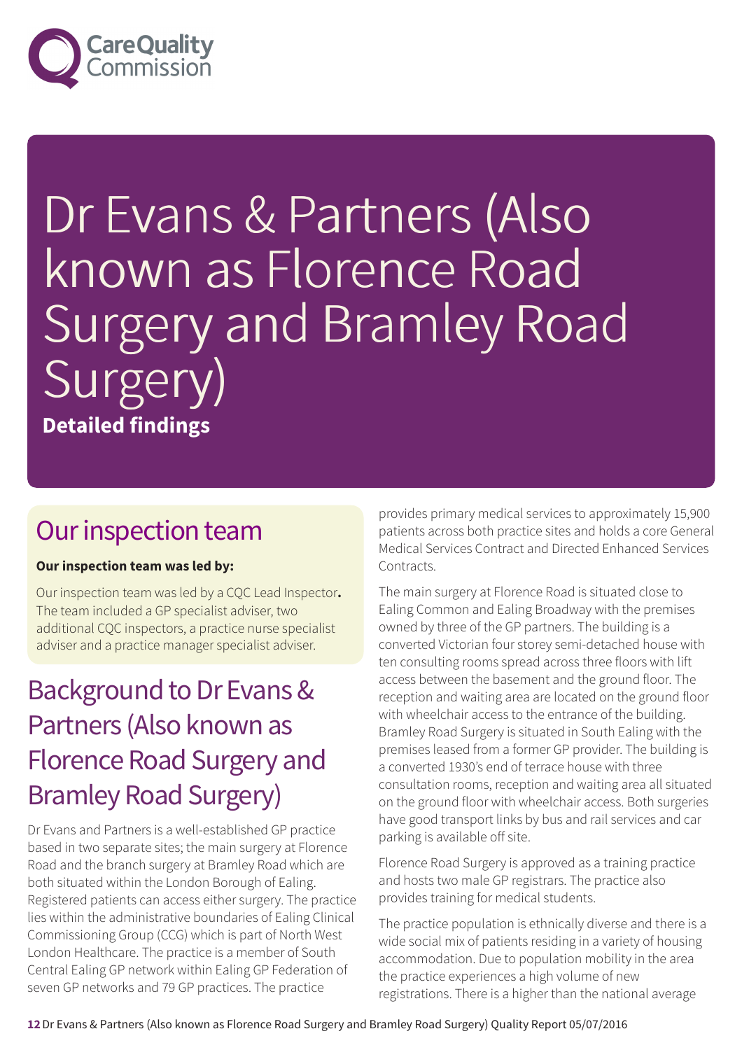# Dr Evans & Partners (Also known as Florence Road Surgery and Bramley Road Surgery)

**Detailed findings**

## Our inspection team

**Our inspection team was led by:**

Our inspection team was led by a CQC Lead Inspector**.** The team included a GP specialist adviser, two additional CQC inspectors, a practice nurse specialist adviser and a practice manager specialist adviser.

## Background to Dr Evans & Partners (Also known as Florence Road Surgery and Bramley Road Surgery)

Dr Evans and Partners is a well-established GP practice based in two separate sites; the main surgery at Florence Road and the branch surgery at Bramley Road which are both situated within the London Borough of Ealing. Registered patients can access either surgery. The practice lies within the administrative boundaries of Ealing Clinical Commissioning Group (CCG) which is part of North West London Healthcare. The practice is a member of South Central Ealing GP network within Ealing GP Federation of seven GP networks and 79 GP practices. The practice provides primary medical services to approximately 15,900 patients across both practice sites and holds a core General Medical Services Contract and Directed Enhanced Services Contracts.

The main surgery at Florence Road is situated close to Ealing Common and Ealing Broadway with the premises owned by three of the GP partners. The building is a converted Victorian four storey semi-detached house with ten consulting rooms spread across three floors with lift access between the basement and the ground floor. The reception and waiting area are located on the ground floor with wheelchair access to the entrance of the building. Bramley Road Surgery is situated in South Ealing with the premises leased from a former GP provider. The building is a converted 1930's end of terrace house with three consultation rooms, reception and waiting area all situated on the ground floor with wheelchair access. Both surgeries have good transport links by bus and rail services and car parking is available off site.

Florence Road Surgery is approved as a training practice and hosts two male GP registrars. The practice also provides training for medical students.

The practice population is ethnically diverse and there is a wide social mix of patients residing in a variety of housing accommodation. Due to population mobility in the area the practice experiences a high volume of new registrations. There is a higher than the national average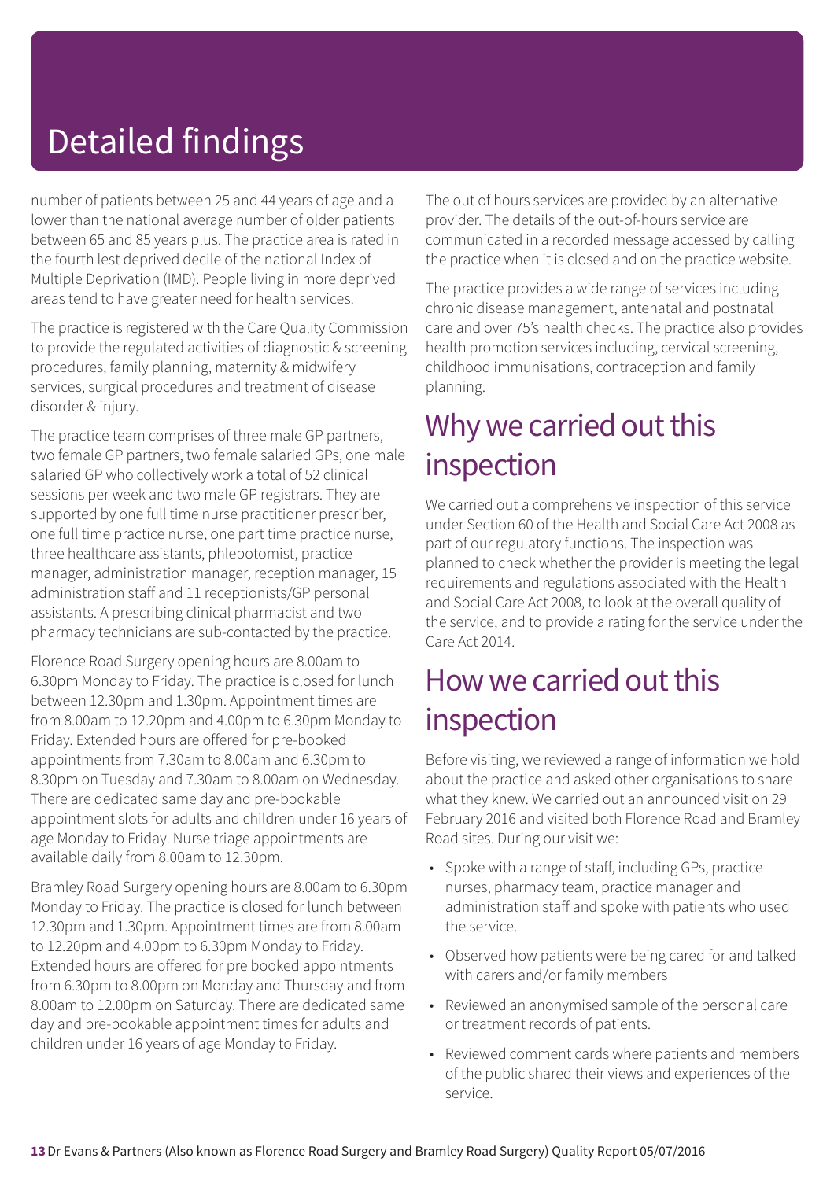# Detailed findings

number of patients between 25 and 44 years of age and a lower than the national average number of older patients between 65 and 85 years plus. The practice area is rated in the fourth lest deprived decile of the national Index of Multiple Deprivation (IMD). People living in more deprived areas tend to have greater need for health services.

The practice is registered with the Care Quality Commission to provide the regulated activities of diagnostic & screening procedures, family planning, maternity & midwifery services, surgical procedures and treatment of disease disorder & injury.

The practice team comprises of three male GP partners, two female GP partners, two female salaried GPs, one male salaried GP who collectively work a total of 52 clinical sessions per week and two male GP registrars. They are supported by one full time nurse practitioner prescriber, one full time practice nurse, one part time practice nurse, three healthcare assistants, phlebotomist, practice manager, administration manager, reception manager, 15 administration staff and 11 receptionists/GP personal assistants. A prescribing clinical pharmacist and two pharmacy technicians are sub-contacted by the practice.

Florence Road Surgery opening hours are 8.00am to 6.30pm Monday to Friday. The practice is closed for lunch between 12.30pm and 1.30pm. Appointment times are from 8.00am to 12.20pm and 4.00pm to 6.30pm Monday to Friday. Extended hours are offered for pre-booked appointments from 7.30am to 8.00am and 6.30pm to 8.30pm on Tuesday and 7.30am to 8.00am on Wednesday. There are dedicated same day and pre-bookable appointment slots for adults and children under 16 years of age Monday to Friday. Nurse triage appointments are available daily from 8.00am to 12.30pm.

Bramley Road Surgery opening hours are 8.00am to 6.30pm Monday to Friday. The practice is closed for lunch between 12.30pm and 1.30pm. Appointment times are from 8.00am to 12.20pm and 4.00pm to 6.30pm Monday to Friday. Extended hours are offered for pre booked appointments from 6.30pm to 8.00pm on Monday and Thursday and from 8.00am to 12.00pm on Saturday. There are dedicated same day and pre-bookable appointment times for adults and children under 16 years of age Monday to Friday.

The out of hours services are provided by an alternative provider. The details of the out-of-hours service are communicated in a recorded message accessed by calling the practice when it is closed and on the practice website.

The practice provides a wide range of services including chronic disease management, antenatal and postnatal care and over 75's health checks. The practice also provides health promotion services including, cervical screening, childhood immunisations, contraception and family planning.

## Why we carried out this inspection

We carried out a comprehensive inspection of this service under Section 60 of the Health and Social Care Act 2008 as part of our regulatory functions. The inspection was planned to check whether the provider is meeting the legal requirements and regulations associated with the Health and Social Care Act 2008, to look at the overall quality of the service, and to provide a rating for the service under the Care Act 2014.

## How we carried out this inspection

Before visiting, we reviewed a range of information we hold about the practice and asked other organisations to share what they knew. We carried out an announced visit on 29 February 2016 and visited both Florence Road and Bramley Road sites. During our visit we:

- Spoke with a range of staff, including GPs, practice nurses, pharmacy team, practice manager and administration staff and spoke with patients who used the service.
- Observed how patients were being cared for and talked with carers and/or family members
- Reviewed an anonymised sample of the personal care or treatment records of patients.
- Reviewed comment cards where patients and members of the public shared their views and experiences of the service.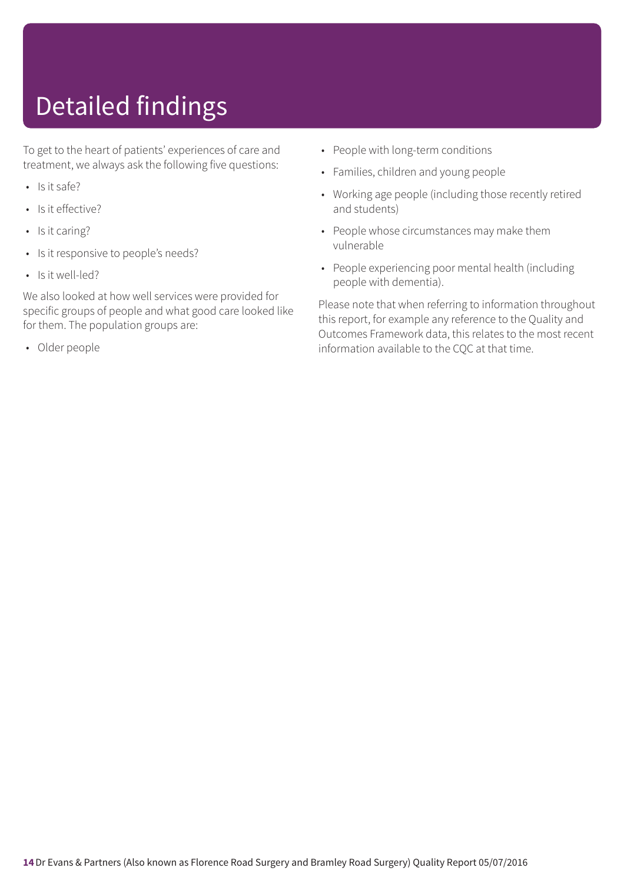# Detailed findings

To get to the heart of patients' experiences of care and treatment, we always ask the following five questions:

- Is it safe?
- Is it effective?
- Is it caring?
- Is it responsive to people's needs?
- Is it well-led?

We also looked at how well services were provided for specific groups of people and what good care looked like for them. The population groups are:

- Older people
- People with long-term conditions
- Families, children and young people
- Working age people (including those recently retired and students)
- People whose circumstances may make them vulnerable
- People experiencing poor mental health (including people with dementia).

Please note that when referring to information throughout this report, for example any reference to the Quality and Outcomes Framework data, this relates to the most recent information available to the CQC at that time.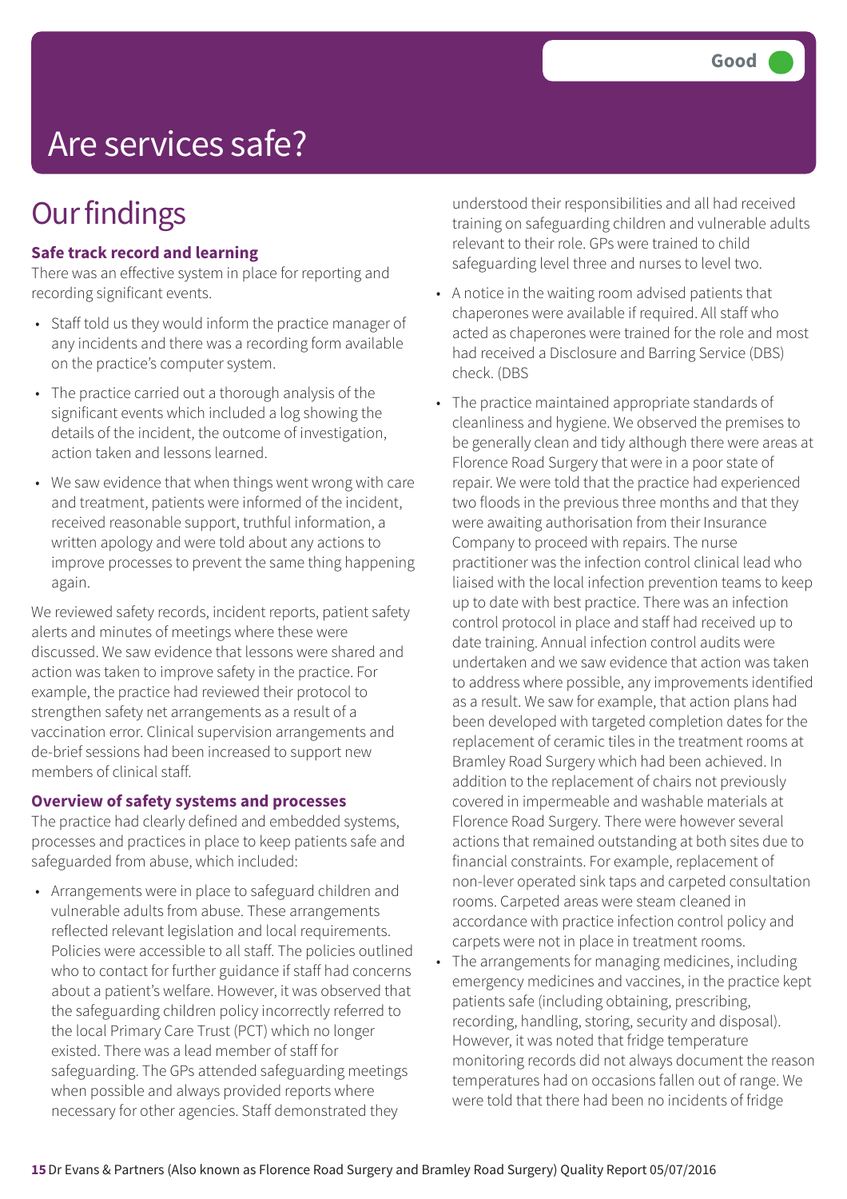# Are services safe?

Good

## Our findings

**Safe track record and learning**

There was an effective system in place for reporting and recording significant events.

- Staff told us they would inform the practice manager of any incidents and there was a recording form available on the practice's computer system.
- The practice carried out a thorough analysis of the significant events which included a log showing the details of the incident, the outcome of investigation, action taken and lessons learned.
- We saw evidence that when things went wrong with care and treatment, patients were informed of the incident, received reasonable support, truthful information, a written apology and were told about any actions to improve processes to prevent the same thing happening again.

We reviewed safety records, incident reports, patient safety alerts and minutes of meetings where these were discussed. We saw evidence that lessons were shared and action was taken to improve safety in the practice. For example, the practice had reviewed their protocol to strengthen safety net arrangements as a result of a vaccination error. Clinical supervision arrangements and de-brief sessions had been increased to support new members of clinical staff.

**Overview of safety systems and processes**

The practice had clearly defined and embedded systems, processes and practices in place to keep patients safe and safeguarded from abuse, which included:

- Arrangements were in place to safeguard children and vulnerable adults from abuse. These arrangements reflected relevant legislation and local requirements. Policies were accessible to all staff. The policies outlined who to contact for further guidance if staff had concerns about a patient's welfare. However, it was observed that the safeguarding children policy incorrectly referred to the local Primary Care Trust (PCT) which no longer existed. There was a lead member of staff for safeguarding. The GPs attended safeguarding meetings when possible and always provided reports where necessary for other agencies. Staff demonstrated they understood their responsibilities and all had received training on safeguarding children and vulnerable adults relevant to their role. GPs were trained to child safeguarding level three and nurses to level two.
- A notice in the waiting room advised patients that chaperones were available if required. All staff who acted as chaperones were trained for the role and most had received a Disclosure and Barring Service (DBS) check. (DBS
- The practice maintained appropriate standards of cleanliness and hygiene. We observed the premises to be generally clean and tidy although there were areas at Florence Road Surgery that were in a poor state of repair. We were told that the practice had experienced two floods in the previous three months and that they were awaiting authorisation from their Insurance Company to proceed with repairs. The nurse practitioner was the infection control clinical lead who liaised with the local infection prevention teams to keep up to date with best practice. There was an infection control protocol in place and staff had received up to date training. Annual infection control audits were undertaken and we saw evidence that action was taken to address where possible, any improvements identified as a result. We saw for example, that action plans had been developed with targeted completion dates for the replacement of ceramic tiles in the treatment rooms at Bramley Road Surgery which had been achieved. In addition to the replacement of chairs not previously covered in impermeable and washable materials at Florence Road Surgery. There were however several actions that remained outstanding at both sites due to financial constraints. For example, replacement of non-lever operated sink taps and carpeted consultation rooms. Carpeted areas were steam cleaned in accordance with practice infection control policy and carpets were not in place in treatment rooms.
- The arrangements for managing medicines, including emergency medicines and vaccines, in the practice kept patients safe (including obtaining, prescribing, recording, handling, storing, security and disposal). However, it was noted that fridge temperature monitoring records did not always document the reason temperatures had on occasions fallen out of range. We were told that there had been no incidents of fridge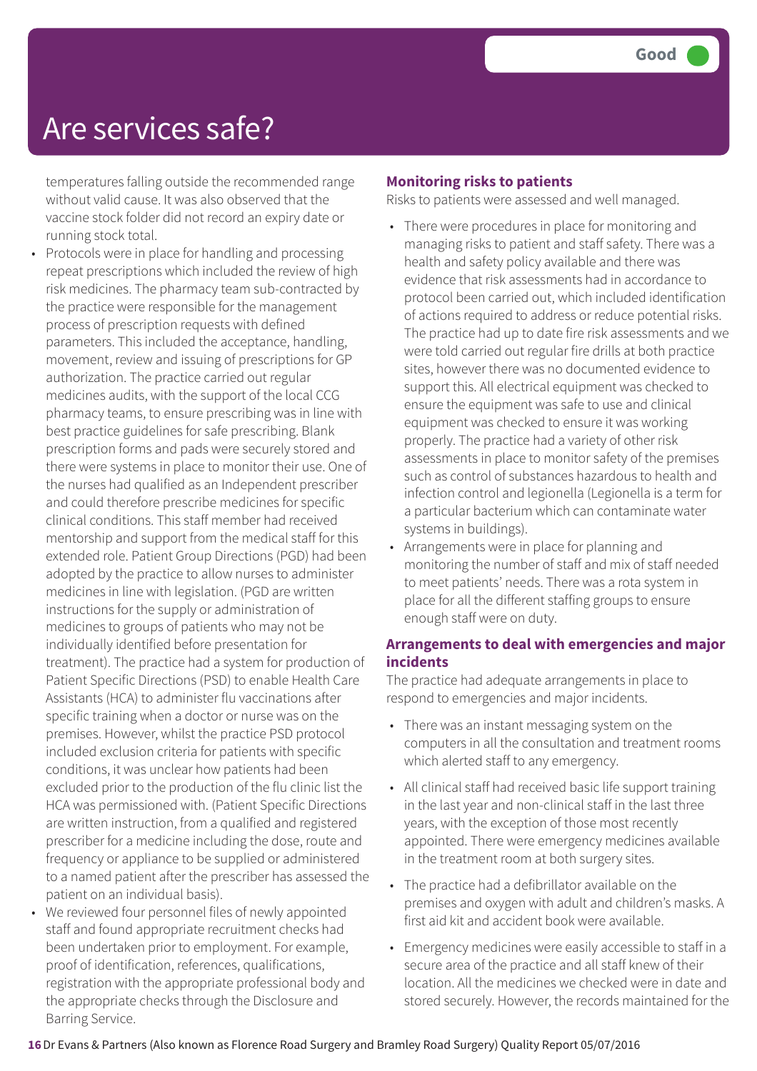# Are services safe?

**Good**

temperatures falling outside the recommended range without valid cause. It was also observed that the vaccine stock folder did not record an expiry date or running stock total.

- Protocols were in place for handling and processing repeat prescriptions which included the review of high risk medicines. The pharmacy team sub-contracted by the practice were responsible for the management process of prescription requests with defined parameters. This included the acceptance, handling, movement, review and issuing of prescriptions for GP authorization. The practice carried out regular medicines audits, with the support of the local CCG pharmacy teams, to ensure prescribing was in line with best practice guidelines for safe prescribing. Blank prescription forms and pads were securely stored and there were systems in place to monitor their use. One of the nurses had qualified as an Independent prescriber and could therefore prescribe medicines for specific clinical conditions. This staff member had received mentorship and support from the medical staff for this extended role. Patient Group Directions (PGD) had been adopted by the practice to allow nurses to administer medicines in line with legislation. (PGD are written instructions for the supply or administration of medicines to groups of patients who may not be individually identified before presentation for treatment). The practice had a system for production of Patient Specific Directions (PSD) to enable Health Care Assistants (HCA) to administer flu vaccinations after specific training when a doctor or nurse was on the premises. However, whilst the practice PSD protocol included exclusion criteria for patients with specific conditions, it was unclear how patients had been excluded prior to the production of the flu clinic list the HCA was permissioned with. (Patient Specific Directions are written instruction, from a qualified and registered prescriber for a medicine including the dose, route and frequency or appliance to be supplied or administered to a named patient after the prescriber has assessed the patient on an individual basis).
- We reviewed four personnel files of newly appointed staff and found appropriate recruitment checks had been undertaken prior to employment. For example, proof of identification, references, qualifications, registration with the appropriate professional body and the appropriate checks through the Disclosure and Barring Service.

### Monitoring risks to patients

Risks to patients were assessed and well managed.

- There were procedures in place for monitoring and managing risks to patient and staff safety. There was a health and safety policy available and there was evidence that risk assessments had in accordance to protocol been carried out, which included identification of actions required to address or reduce potential risks. The practice had up to date fire risk assessments and we were told carried out regular fire drills at both practice sites, however there was no documented evidence to support this. All electrical equipment was checked to ensure the equipment was safe to use and clinical equipment was checked to ensure it was working properly. The practice had a variety of other risk assessments in place to monitor safety of the premises such as control of substances hazardous to health and infection control and legionella (Legionella is a term for a particular bacterium which can contaminate water systems in buildings).
- Arrangements were in place for planning and monitoring the number of staff and mix of staff needed to meet patients' needs. There was a rota system in place for all the different staffing groups to ensure enough staff were on duty.

### Arrangements to deal with emergencies and major incidents

The practice had adequate arrangements in place to respond to emergencies and major incidents.

- There was an instant messaging system on the computers in all the consultation and treatment rooms which alerted staff to any emergency.
- All clinical staff had received basic life support training in the last year and non-clinical staff in the last three years, with the exception of those most recently appointed. There were emergency medicines available in the treatment room at both surgery sites.
- The practice had a defibrillator available on the premises and oxygen with adult and children's masks. A first aid kit and accident book were available.
- Emergency medicines were easily accessible to staff in a secure area of the practice and all staff knew of their location. All the medicines we checked were in date and stored securely. However, the records maintained for the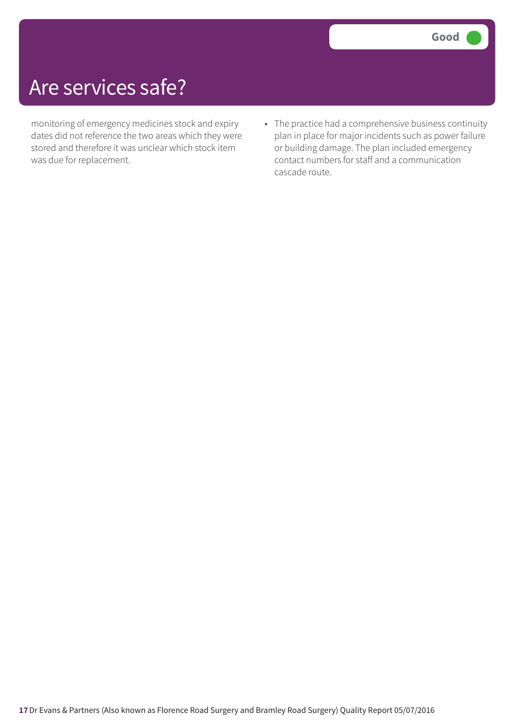# Are services safe?

**Good**

monitoring of emergency medicines stock and expiry dates did not reference the two areas which they were stored and therefore it was unclear which stock item was due for replacement.

- The practice had a comprehensive business continuity plan in place for major incidents such as power failure or building damage. The plan included emergency contact numbers for staff and a communication cascade route.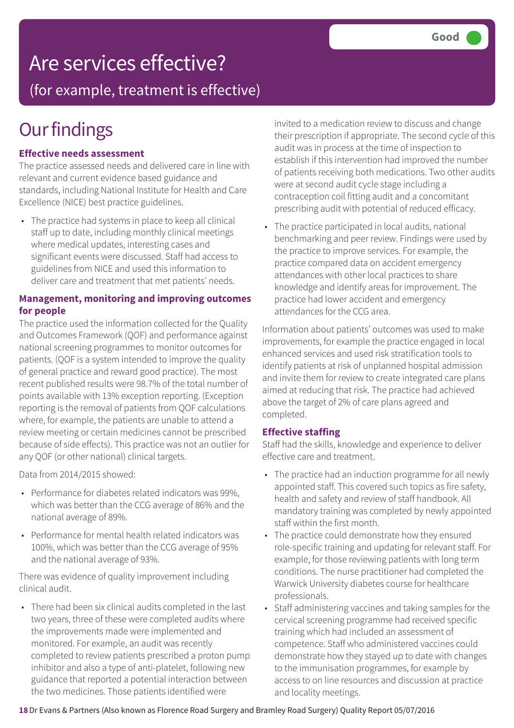# Are services effective?

(for example, treatment is effective)

**Good**

## Our findings

### Effective needs assessment

The practice assessed needs and delivered care in line with relevant and current evidence based guidance and standards, including National Institute for Health and Care Excellence (NICE) best practice guidelines.

- The practice had systems in place to keep all clinical staff up to date, including monthly clinical meetings where medical updates, interesting cases and significant events were discussed. Staff had access to guidelines from NICE and used this information to deliver care and treatment that met patients' needs.

### Management, monitoring and improving outcomes for people

The practice used the information collected for the Quality and Outcomes Framework (QOF) and performance against national screening programmes to monitor outcomes for patients. (QOF is a system intended to improve the quality of general practice and reward good practice). The most recent published results were 98.7% of the total number of points available with 13% exception reporting. (Exception reporting is the removal of patients from QOF calculations where, for example, the patients are unable to attend a review meeting or certain medicines cannot be prescribed because of side effects). This practice was not an outlier for any QOF (or other national) clinical targets.

Data from 2014/2015 showed:

- Performance for diabetes related indicators was 99%, which was better than the CCG average of 86% and the national average of 89%.
- Performance for mental health related indicators was 100%, which was better than the CCG average of 95% and the national average of 93%.

There was evidence of quality improvement including clinical audit.

- There had been six clinical audits completed in the last two years, three of these were completed audits where the improvements made were implemented and monitored. For example, an audit was recently completed to review patients prescribed a proton pump inhibitor and also a type of anti-platelet, following new guidance that reported a potential interaction between the two medicines. Those patients identified were invited to a medication review to discuss and change their prescription if appropriate. The second cycle of this audit was in process at the time of inspection to establish if this intervention had improved the number of patients receiving both medications. Two other audits were at second audit cycle stage including a contraception coil fitting audit and a concomitant prescribing audit with potential of reduced efficacy.
- The practice participated in local audits, national benchmarking and peer review. Findings were used by the practice to improve services. For example, the practice compared data on accident emergency attendances with other local practices to share knowledge and identify areas for improvement. The practice had lower accident and emergency attendances for the CCG area.

Information about patients' outcomes was used to make improvements, for example the practice engaged in local enhanced services and used risk stratification tools to identify patients at risk of unplanned hospital admission and invite them for review to create integrated care plans aimed at reducing that risk. The practice had achieved above the target of 2% of care plans agreed and completed.

### Effective staffing

Staff had the skills, knowledge and experience to deliver effective care and treatment.

- The practice had an induction programme for all newly appointed staff. This covered such topics as fire safety, health and safety and review of staff handbook. All mandatory training was completed by newly appointed staff within the first month.
- The practice could demonstrate how they ensured role-specific training and updating for relevant staff. For example, for those reviewing patients with long term conditions. The nurse practitioner had completed the Warwick University diabetes course for healthcare professionals.
- Staff administering vaccines and taking samples for the cervical screening programme had received specific training which had included an assessment of competence. Staff who administered vaccines could demonstrate how they stayed up to date with changes to the immunisation programmes, for example by access to on line resources and discussion at practice and locality meetings.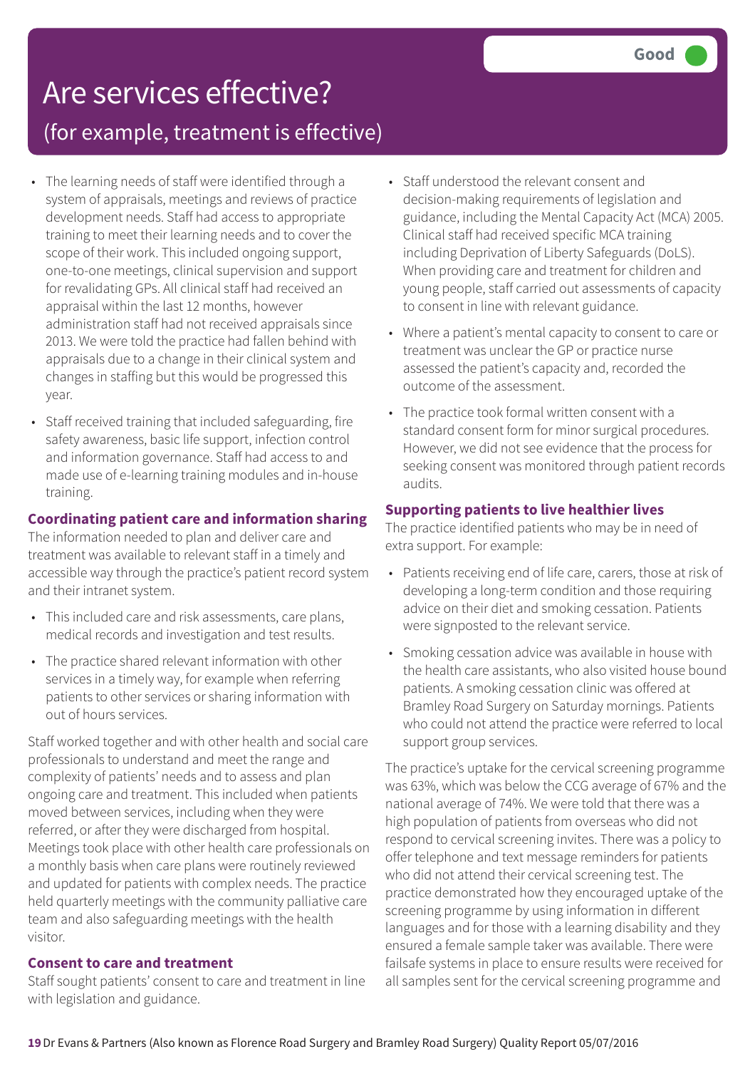# Are services effective?

## (for example, treatment is effective)

**Good**

- The learning needs of staff were identified through a system of appraisals, meetings and reviews of practice development needs. Staff had access to appropriate training to meet their learning needs and to cover the scope of their work. This included ongoing support, one-to-one meetings, clinical supervision and support for revalidating GPs. All clinical staff had received an appraisal within the last 12 months, however administration staff had not received appraisals since 2013. We were told the practice had fallen behind with appraisals due to a change in their clinical system and changes in staffing but this would be progressed this year.
- Staff received training that included safeguarding, fire safety awareness, basic life support, infection control and information governance. Staff had access to and made use of e-learning training modules and in-house training.

### Coordinating patient care and information sharing

The information needed to plan and deliver care and treatment was available to relevant staff in a timely and accessible way through the practice's patient record system and their intranet system.

- This included care and risk assessments, care plans, medical records and investigation and test results.
- The practice shared relevant information with other services in a timely way, for example when referring patients to other services or sharing information with out of hours services.

Staff worked together and with other health and social care professionals to understand and meet the range and complexity of patients' needs and to assess and plan ongoing care and treatment. This included when patients moved between services, including when they were referred, or after they were discharged from hospital. Meetings took place with other health care professionals on a monthly basis when care plans were routinely reviewed and updated for patients with complex needs. The practice held quarterly meetings with the community palliative care team and also safeguarding meetings with the health visitor.

### Consent to care and treatment

Staff sought patients' consent to care and treatment in line with legislation and guidance.

- Staff understood the relevant consent and decision-making requirements of legislation and guidance, including the Mental Capacity Act (MCA) 2005. Clinical staff had received specific MCA training including Deprivation of Liberty Safeguards (DoLS). When providing care and treatment for children and young people, staff carried out assessments of capacity to consent in line with relevant guidance.
- Where a patient's mental capacity to consent to care or treatment was unclear the GP or practice nurse assessed the patient's capacity and, recorded the outcome of the assessment.
- The practice took formal written consent with a standard consent form for minor surgical procedures. However, we did not see evidence that the process for seeking consent was monitored through patient records audits.

### Supporting patients to live healthier lives

The practice identified patients who may be in need of extra support. For example:

- Patients receiving end of life care, carers, those at risk of developing a long-term condition and those requiring advice on their diet and smoking cessation. Patients were signposted to the relevant service.
- Smoking cessation advice was available in house with the health care assistants, who also visited house bound patients. A smoking cessation clinic was offered at Bramley Road Surgery on Saturday mornings. Patients who could not attend the practice were referred to local support group services.

The practice's uptake for the cervical screening programme was 63%, which was below the CCG average of 67% and the national average of 74%. We were told that there was a high population of patients from overseas who did not respond to cervical screening invites. There was a policy to offer telephone and text message reminders for patients who did not attend their cervical screening test. The practice demonstrated how they encouraged uptake of the screening programme by using information in different languages and for those with a learning disability and they ensured a female sample taker was available. There were failsafe systems in place to ensure results were received for all samples sent for the cervical screening programme and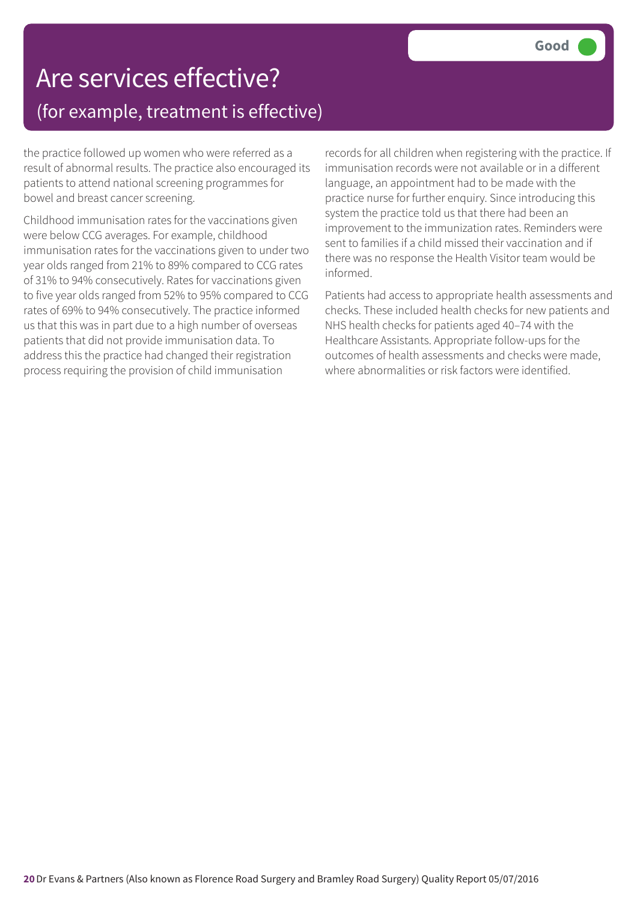# Are services effective?

## (for example, treatment is effective)

**Good**

the practice followed up women who were referred as a result of abnormal results. The practice also encouraged its patients to attend national screening programmes for bowel and breast cancer screening.

Childhood immunisation rates for the vaccinations given were below CCG averages. For example, childhood immunisation rates for the vaccinations given to under two year olds ranged from 21% to 89% compared to CCG rates of 31% to 94% consecutively. Rates for vaccinations given to five year olds ranged from 52% to 95% compared to CCG rates of 69% to 94% consecutively. The practice informed us that this was in part due to a high number of overseas patients that did not provide immunisation data. To address this the practice had changed their registration process requiring the provision of child immunisation records for all children when registering with the practice. If immunisation records were not available or in a different language, an appointment had to be made with the practice nurse for further enquiry. Since introducing this system the practice told us that there had been an improvement to the immunization rates. Reminders were sent to families if a child missed their vaccination and if there was no response the Health Visitor team would be informed.

Patients had access to appropriate health assessments and checks. These included health checks for new patients and NHS health checks for patients aged 40–74 with the Healthcare Assistants. Appropriate follow-ups for the outcomes of health assessments and checks were made, where abnormalities or risk factors were identified.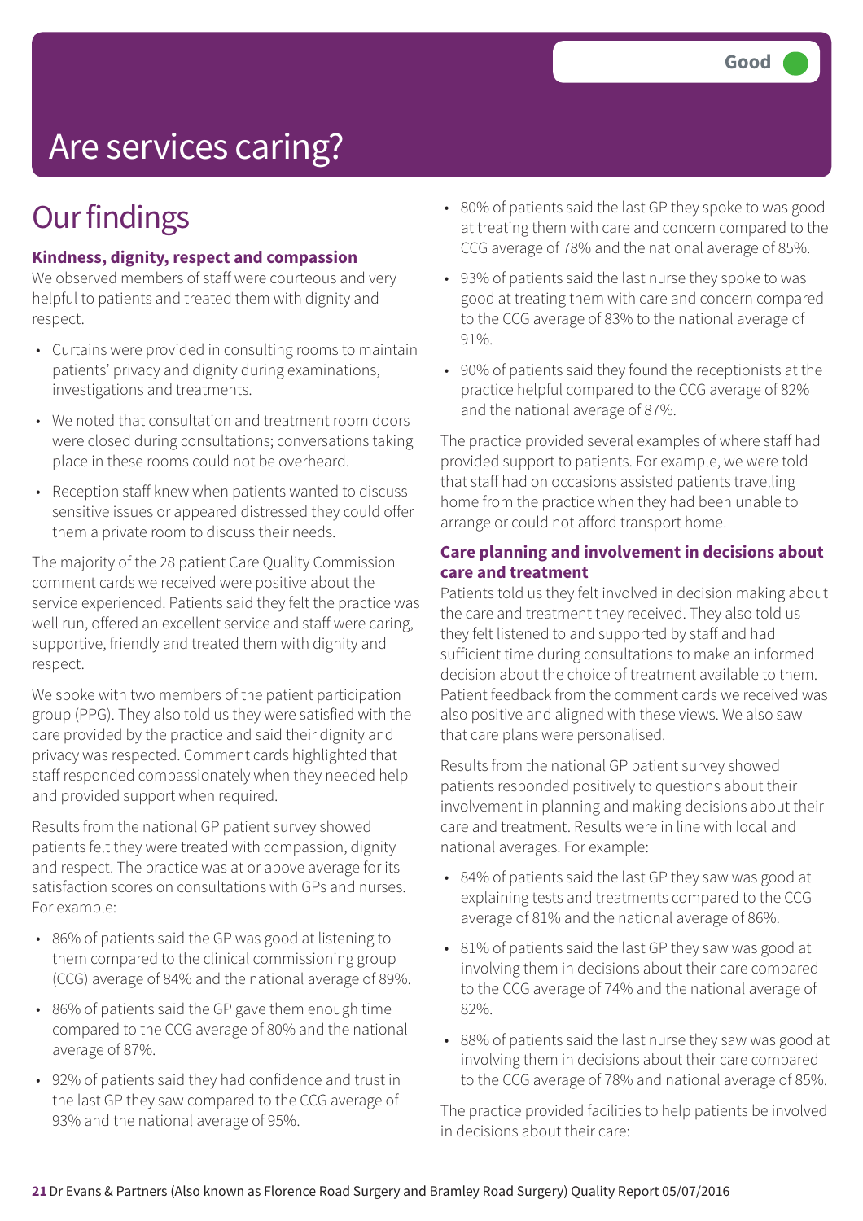Good

# Are services caring?

## Our findings

### Kindness, dignity, respect and compassion

We observed members of staff were courteous and very helpful to patients and treated them with dignity and respect.

- Curtains were provided in consulting rooms to maintain patients' privacy and dignity during examinations, investigations and treatments.
- We noted that consultation and treatment room doors were closed during consultations; conversations taking place in these rooms could not be overheard.
- Reception staff knew when patients wanted to discuss sensitive issues or appeared distressed they could offer them a private room to discuss their needs.

The majority of the 28 patient Care Quality Commission comment cards we received were positive about the service experienced. Patients said they felt the practice was well run, offered an excellent service and staff were caring, supportive, friendly and treated them with dignity and respect.

We spoke with two members of the patient participation group (PPG). They also told us they were satisfied with the care provided by the practice and said their dignity and privacy was respected. Comment cards highlighted that staff responded compassionately when they needed help and provided support when required.

Results from the national GP patient survey showed patients felt they were treated with compassion, dignity and respect. The practice was at or above average for its satisfaction scores on consultations with GPs and nurses. For example:

- 86% of patients said the GP was good at listening to them compared to the clinical commissioning group (CCG) average of 84% and the national average of 89%.
- 86% of patients said the GP gave them enough time compared to the CCG average of 80% and the national average of 87%.
- 92% of patients said they had confidence and trust in the last GP they saw compared to the CCG average of 93% and the national average of 95%.
- 80% of patients said the last GP they spoke to was good at treating them with care and concern compared to the CCG average of 78% and the national average of 85%.
- 93% of patients said the last nurse they spoke to was good at treating them with care and concern compared to the CCG average of 83% to the national average of 91%.
- 90% of patients said they found the receptionists at the practice helpful compared to the CCG average of 82% and the national average of 87%.

The practice provided several examples of where staff had provided support to patients. For example, we were told that staff had on occasions assisted patients travelling home from the practice when they had been unable to arrange or could not afford transport home.

### Care planning and involvement in decisions about care and treatment

Patients told us they felt involved in decision making about the care and treatment they received. They also told us they felt listened to and supported by staff and had sufficient time during consultations to make an informed decision about the choice of treatment available to them. Patient feedback from the comment cards we received was also positive and aligned with these views. We also saw that care plans were personalised.

Results from the national GP patient survey showed patients responded positively to questions about their involvement in planning and making decisions about their care and treatment. Results were in line with local and national averages. For example:

- 84% of patients said the last GP they saw was good at explaining tests and treatments compared to the CCG average of 81% and the national average of 86%.
- 81% of patients said the last GP they saw was good at involving them in decisions about their care compared to the CCG average of 74% and the national average of 82%.
- 88% of patients said the last nurse they saw was good at involving them in decisions about their care compared to the CCG average of 78% and national average of 85%.

The practice provided facilities to help patients be involved in decisions about their care: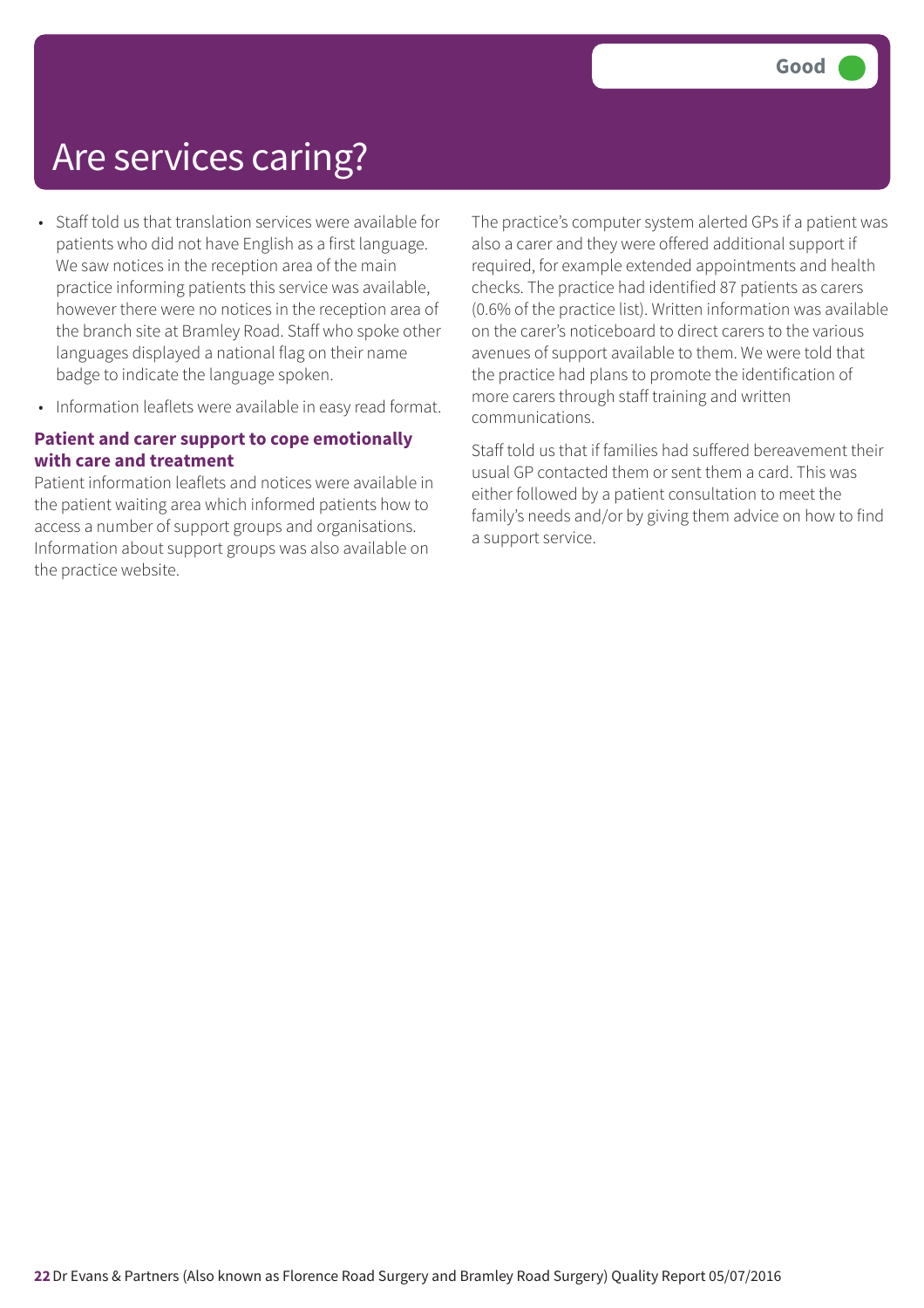# Are services caring?

Good

- Staff told us that translation services were available for patients who did not have English as a first language. We saw notices in the reception area of the main practice informing patients this service was available, however there were no notices in the reception area of the branch site at Bramley Road. Staff who spoke other languages displayed a national flag on their name badge to indicate the language spoken.
- Information leaflets were available in easy read format.

### Patient and carer support to cope emotionally with care and treatment

Patient information leaflets and notices were available in the patient waiting area which informed patients how to access a number of support groups and organisations. Information about support groups was also available on the practice website.

The practice's computer system alerted GPs if a patient was also a carer and they were offered additional support if required, for example extended appointments and health checks. The practice had identified 87 patients as carers (0.6% of the practice list). Written information was available on the carer's noticeboard to direct carers to the various avenues of support available to them. We were told that the practice had plans to promote the identification of more carers through staff training and written communications.

Staff told us that if families had suffered bereavement their usual GP contacted them or sent them a card. This was either followed by a patient consultation to meet the family's needs and/or by giving them advice on how to find a support service.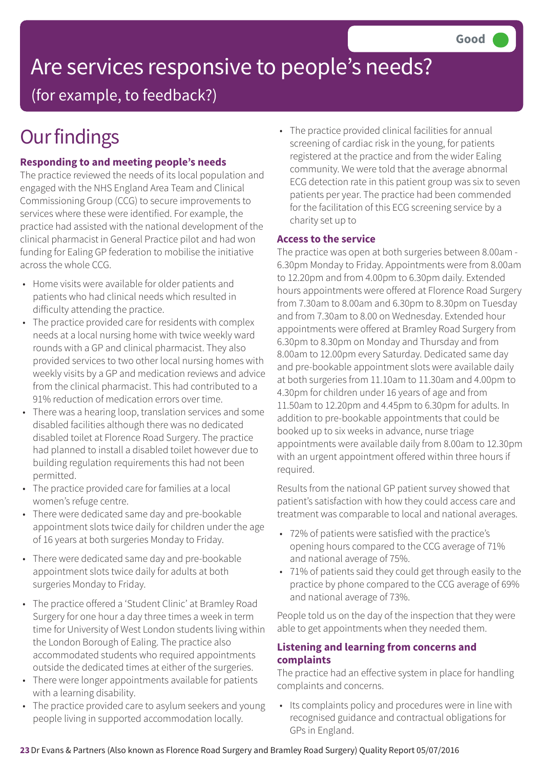Good

# Are services responsive to people's needs?

(for example, to feedback?)

## Our findings

### Responding to and meeting people's needs

The practice reviewed the needs of its local population and engaged with the NHS England Area Team and Clinical Commissioning Group (CCG) to secure improvements to services where these were identified. For example, the practice had assisted with the national development of the clinical pharmacist in General Practice pilot and had won funding for Ealing GP federation to mobilise the initiative across the whole CCG.

- Home visits were available for older patients and patients who had clinical needs which resulted in difficulty attending the practice.
- The practice provided care for residents with complex needs at a local nursing home with twice weekly ward rounds with a GP and clinical pharmacist. They also provided services to two other local nursing homes with weekly visits by a GP and medication reviews and advice from the clinical pharmacist. This had contributed to a 91% reduction of medication errors over time.
- There was a hearing loop, translation services and some disabled facilities although there was no dedicated disabled toilet at Florence Road Surgery. The practice had planned to install a disabled toilet however due to building regulation requirements this had not been permitted.
- The practice provided care for families at a local women's refuge centre.
- There were dedicated same day and pre-bookable appointment slots twice daily for children under the age of 16 years at both surgeries Monday to Friday.
- There were dedicated same day and pre-bookable appointment slots twice daily for adults at both surgeries Monday to Friday.
- The practice offered a 'Student Clinic' at Bramley Road Surgery for one hour a day three times a week in term time for University of West London students living within the London Borough of Ealing. The practice also accommodated students who required appointments outside the dedicated times at either of the surgeries.
- There were longer appointments available for patients with a learning disability.
- The practice provided care to asylum seekers and young people living in supported accommodation locally.
- The practice provided clinical facilities for annual screening of cardiac risk in the young, for patients registered at the practice and from the wider Ealing community. We were told that the average abnormal ECG detection rate in this patient group was six to seven patients per year. The practice had been commended for the facilitation of this ECG screening service by a charity set up to

### Access to the service

The practice was open at both surgeries between 8.00am - 6.30pm Monday to Friday. Appointments were from 8.00am to 12.20pm and from 4.00pm to 6.30pm daily. Extended hours appointments were offered at Florence Road Surgery from 7.30am to 8.00am and 6.30pm to 8.30pm on Tuesday and from 7.30am to 8.00 on Wednesday. Extended hour appointments were offered at Bramley Road Surgery from 6.30pm to 8.30pm on Monday and Thursday and from 8.00am to 12.00pm every Saturday. Dedicated same day and pre-bookable appointment slots were available daily at both surgeries from 11.10am to 11.30am and 4.00pm to 4.30pm for children under 16 years of age and from 11.50am to 12.20pm and 4.45pm to 6.30pm for adults. In addition to pre-bookable appointments that could be booked up to six weeks in advance, nurse triage appointments were available daily from 8.00am to 12.30pm with an urgent appointment offered within three hours if required.

Results from the national GP patient survey showed that patient's satisfaction with how they could access care and treatment was comparable to local and national averages.

- 72% of patients were satisfied with the practice's opening hours compared to the CCG average of 71% and national average of 75%.
- 71% of patients said they could get through easily to the practice by phone compared to the CCG average of 69% and national average of 73%.

People told us on the day of the inspection that they were able to get appointments when they needed them.

### Listening and learning from concerns and complaints

The practice had an effective system in place for handling complaints and concerns.

- Its complaints policy and procedures were in line with recognised guidance and contractual obligations for GPs in England.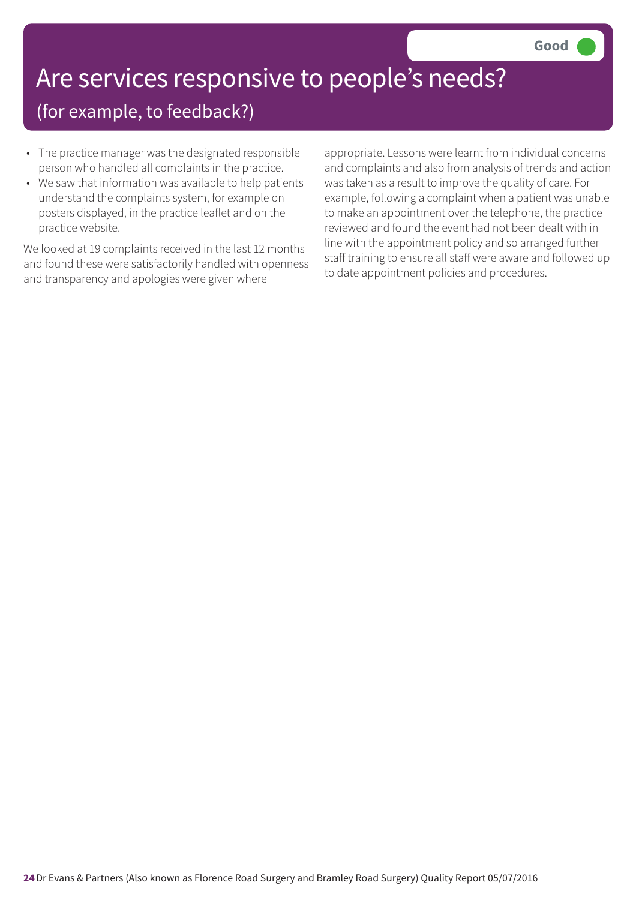Good

# Are services responsive to people's needs?

## (for example, to feedback?)

- The practice manager was the designated responsible person who handled all complaints in the practice.
- We saw that information was available to help patients understand the complaints system, for example on posters displayed, in the practice leaflet and on the practice website.

We looked at 19 complaints received in the last 12 months and found these were satisfactorily handled with openness and transparency and apologies were given where appropriate. Lessons were learnt from individual concerns and complaints and also from analysis of trends and action was taken as a result to improve the quality of care. For example, following a complaint when a patient was unable to make an appointment over the telephone, the practice reviewed and found the event had not been dealt with in line with the appointment policy and so arranged further staff training to ensure all staff were aware and followed up to date appointment policies and procedures.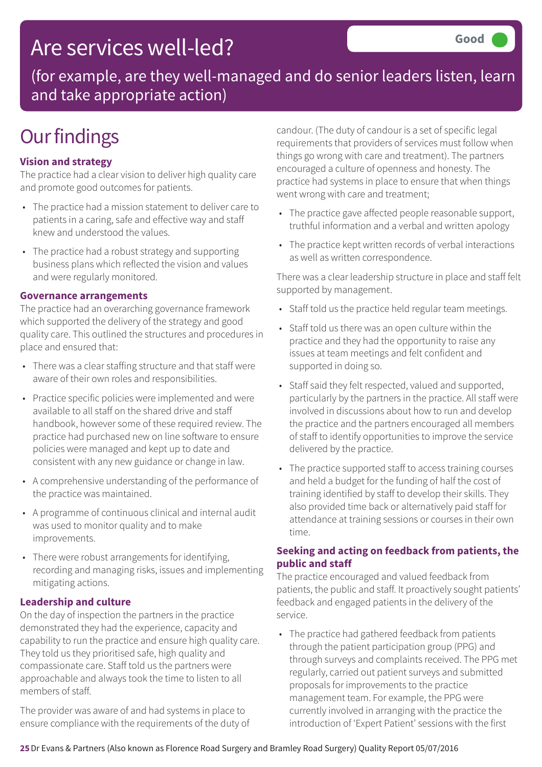# Are services well-led?

**Good**

(for example, are they well-managed and do senior leaders listen, learn and take appropriate action)

# Our findings

### Vision and strategy

The practice had a clear vision to deliver high quality care and promote good outcomes for patients.

- The practice had a mission statement to deliver care to patients in a caring, safe and effective way and staff knew and understood the values.
- The practice had a robust strategy and supporting business plans which reflected the vision and values and were regularly monitored.

### Governance arrangements

The practice had an overarching governance framework which supported the delivery of the strategy and good quality care. This outlined the structures and procedures in place and ensured that:

- There was a clear staffing structure and that staff were aware of their own roles and responsibilities.
- Practice specific policies were implemented and were available to all staff on the shared drive and staff handbook, however some of these required review. The practice had purchased new on line software to ensure policies were managed and kept up to date and consistent with any new guidance or change in law.
- A comprehensive understanding of the performance of the practice was maintained.
- A programme of continuous clinical and internal audit was used to monitor quality and to make improvements.
- There were robust arrangements for identifying, recording and managing risks, issues and implementing mitigating actions.

### Leadership and culture

On the day of inspection the partners in the practice demonstrated they had the experience, capacity and capability to run the practice and ensure high quality care. They told us they prioritised safe, high quality and compassionate care. Staff told us the partners were approachable and always took the time to listen to all members of staff.

The provider was aware of and had systems in place to ensure compliance with the requirements of the duty of candour. (The duty of candour is a set of specific legal requirements that providers of services must follow when things go wrong with care and treatment). The partners encouraged a culture of openness and honesty. The practice had systems in place to ensure that when things went wrong with care and treatment;

- The practice gave affected people reasonable support, truthful information and a verbal and written apology
- The practice kept written records of verbal interactions as well as written correspondence.

There was a clear leadership structure in place and staff felt supported by management.

- Staff told us the practice held regular team meetings.
- Staff told us there was an open culture within the practice and they had the opportunity to raise any issues at team meetings and felt confident and supported in doing so.
- Staff said they felt respected, valued and supported, particularly by the partners in the practice. All staff were involved in discussions about how to run and develop the practice and the partners encouraged all members of staff to identify opportunities to improve the service delivered by the practice.
- The practice supported staff to access training courses and held a budget for the funding of half the cost of training identified by staff to develop their skills. They also provided time back or alternatively paid staff for attendance at training sessions or courses in their own time.

### Seeking and acting on feedback from patients, the public and staff

The practice encouraged and valued feedback from patients, the public and staff. It proactively sought patients' feedback and engaged patients in the delivery of the service.

- The practice had gathered feedback from patients through the patient participation group (PPG) and through surveys and complaints received. The PPG met regularly, carried out patient surveys and submitted proposals for improvements to the practice management team. For example, the PPG were currently involved in arranging with the practice the introduction of 'Expert Patient' sessions with the first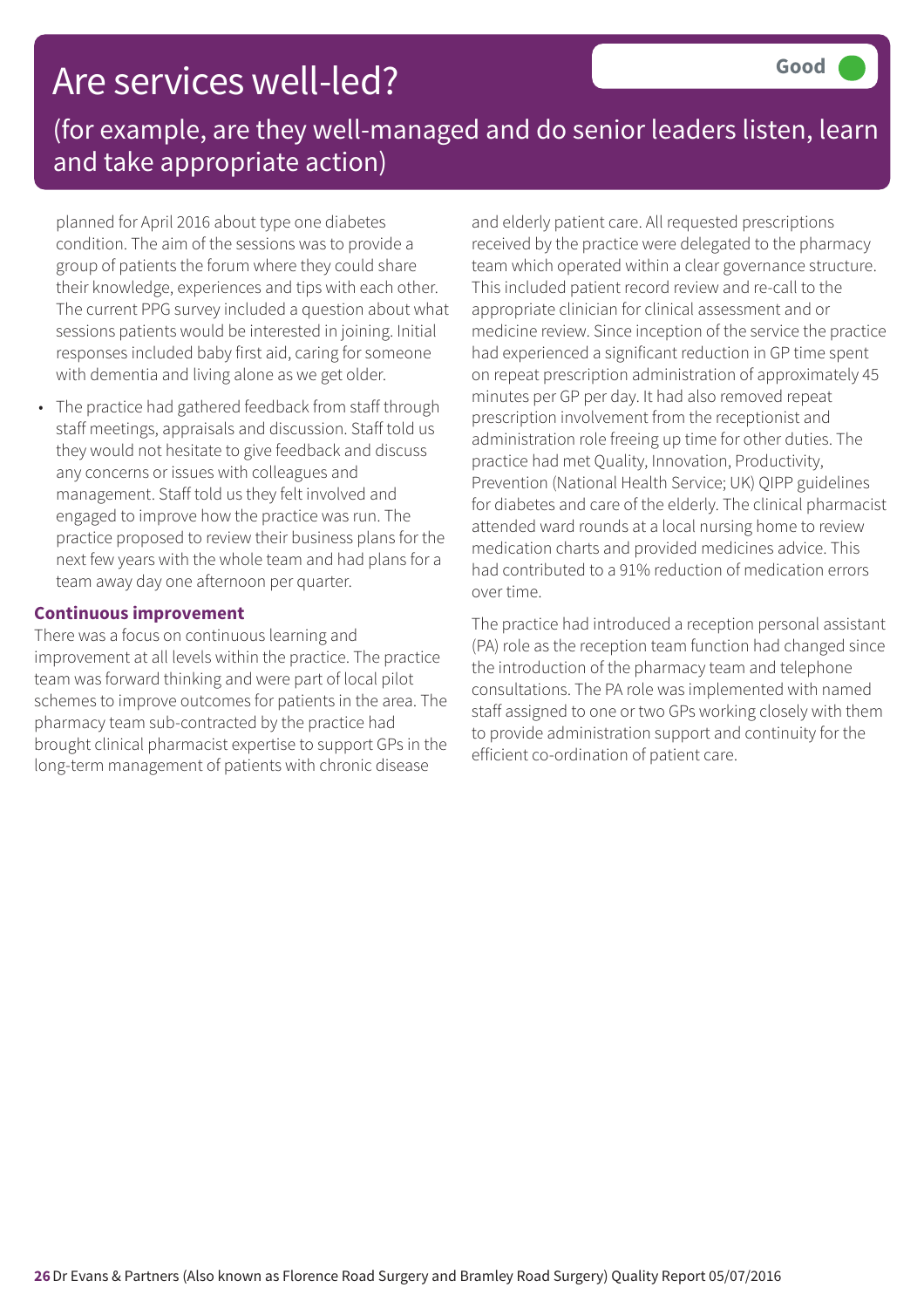# Are services well-led?

Good

(for example, are they well-managed and do senior leaders listen, learn and take appropriate action)

planned for April 2016 about type one diabetes condition. The aim of the sessions was to provide a group of patients the forum where they could share their knowledge, experiences and tips with each other. The current PPG survey included a question about what sessions patients would be interested in joining. Initial responses included baby first aid, caring for someone with dementia and living alone as we get older.

- The practice had gathered feedback from staff through staff meetings, appraisals and discussion. Staff told us they would not hesitate to give feedback and discuss any concerns or issues with colleagues and management. Staff told us they felt involved and engaged to improve how the practice was run. The practice proposed to review their business plans for the next few years with the whole team and had plans for a team away day one afternoon per quarter.

### Continuous improvement

There was a focus on continuous learning and improvement at all levels within the practice. The practice team was forward thinking and were part of local pilot schemes to improve outcomes for patients in the area. The pharmacy team sub-contracted by the practice had brought clinical pharmacist expertise to support GPs in the long-term management of patients with chronic disease and elderly patient care. All requested prescriptions received by the practice were delegated to the pharmacy team which operated within a clear governance structure. This included patient record review and re-call to the appropriate clinician for clinical assessment and or medicine review. Since inception of the service the practice had experienced a significant reduction in GP time spent on repeat prescription administration of approximately 45 minutes per GP per day. It had also removed repeat prescription involvement from the receptionist and administration role freeing up time for other duties. The practice had met Quality, Innovation, Productivity, Prevention (National Health Service; UK) QIPP guidelines for diabetes and care of the elderly. The clinical pharmacist attended ward rounds at a local nursing home to review medication charts and provided medicines advice. This had contributed to a 91% reduction of medication errors over time.

The practice had introduced a reception personal assistant (PA) role as the reception team function had changed since the introduction of the pharmacy team and telephone consultations. The PA role was implemented with named staff assigned to one or two GPs working closely with them to provide administration support and continuity for the efficient co-ordination of patient care.